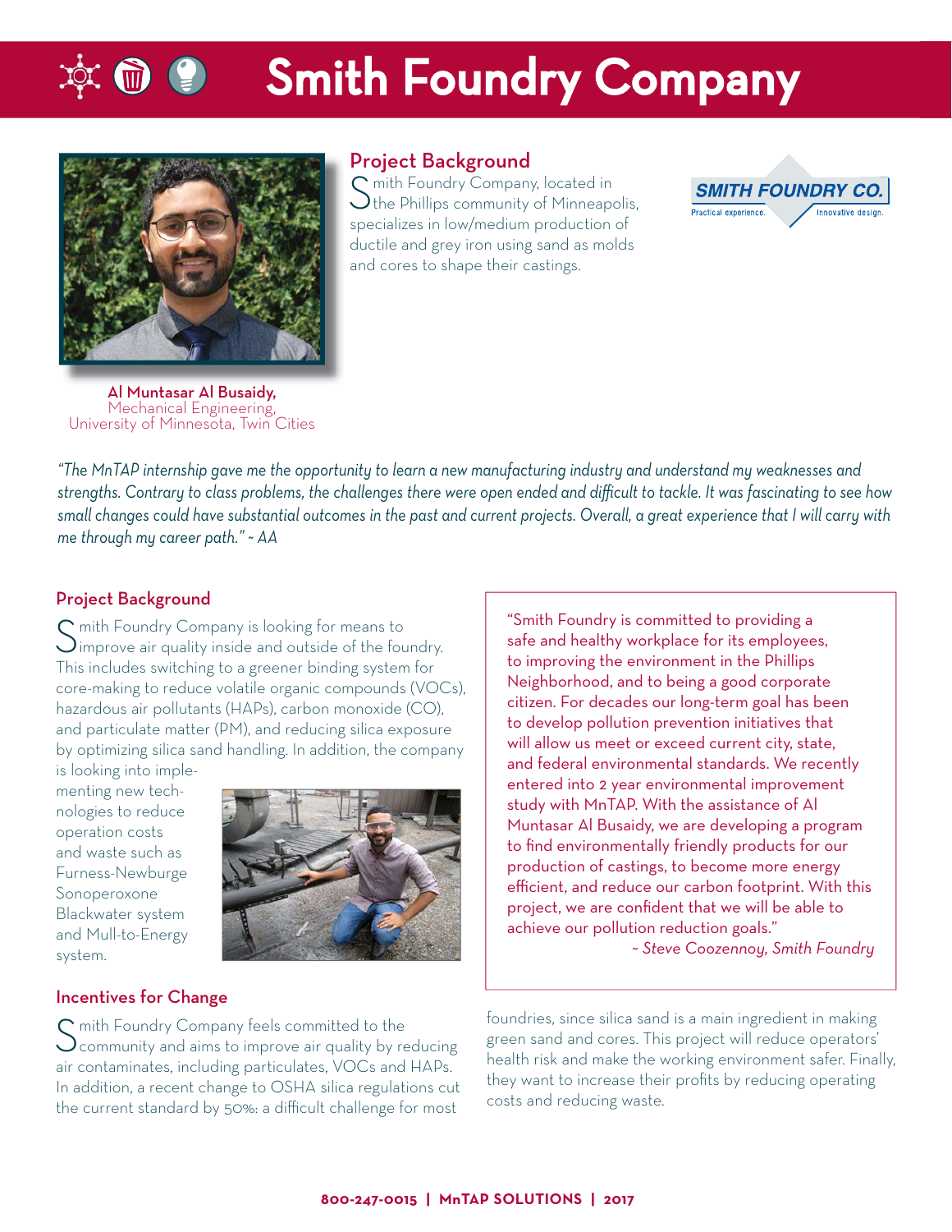# Smith Foundry Company

## Project Background

Smith Foundry Company, located in the Phillips community of Minneapolis, specializes in low/medium production of ductile and grey iron using sand as molds and cores to shape their castings.

SMITH FOUNDRY CO.
Practical experience. Innovative design.

**Al Muntasar Al Busaidy,**
Mechanical Engineering,
University of Minnesota, Twin Cities

*"The MnTAP internship gave me the opportunity to learn a new manufacturing industry and understand my weaknesses and strengths. Contrary to class problems, the challenges there were open ended and difficult to tackle. It was fascinating to see how small changes could have substantial outcomes in the past and current projects. Overall, a great experience that I will carry with me through my career path." ~ AA*

## Project Background

Smith Foundry Company is looking for means to improve air quality inside and outside of the foundry. This includes switching to a greener binding system for core-making to reduce volatile organic compounds (VOCs), hazardous air pollutants (HAPs), carbon monoxide (CO), and particulate matter (PM), and reducing silica exposure by optimizing silica sand handling. In addition, the company is looking into implementing new technologies to reduce operation costs and waste such as Furness-Newburge Sonoperoxone Blackwater system and Mull-to-Energy system.

"Smith Foundry is committed to providing a safe and healthy workplace for its employees, to improving the environment in the Phillips Neighborhood, and to being a good corporate citizen. For decades our long-term goal has been to develop pollution prevention initiatives that will allow us meet or exceed current city, state, and federal environmental standards. We recently entered into 2 year environmental improvement study with MnTAP. With the assistance of Al Muntasar Al Busaidy, we are developing a program to find environmentally friendly products for our production of castings, to become more energy efficient, and reduce our carbon footprint. With this project, we are confident that we will be able to achieve our pollution reduction goals."
*~ Steve Coozennoy, Smith Foundry*

## Incentives for Change

Smith Foundry Company feels committed to the community and aims to improve air quality by reducing air contaminates, including particulates, VOCs and HAPs. In addition, a recent change to OSHA silica regulations cut the current standard by 50%: a difficult challenge for most foundries, since silica sand is a main ingredient in making green sand and cores. This project will reduce operators' health risk and make the working environment safer. Finally, they want to increase their profits by reducing operating costs and reducing waste.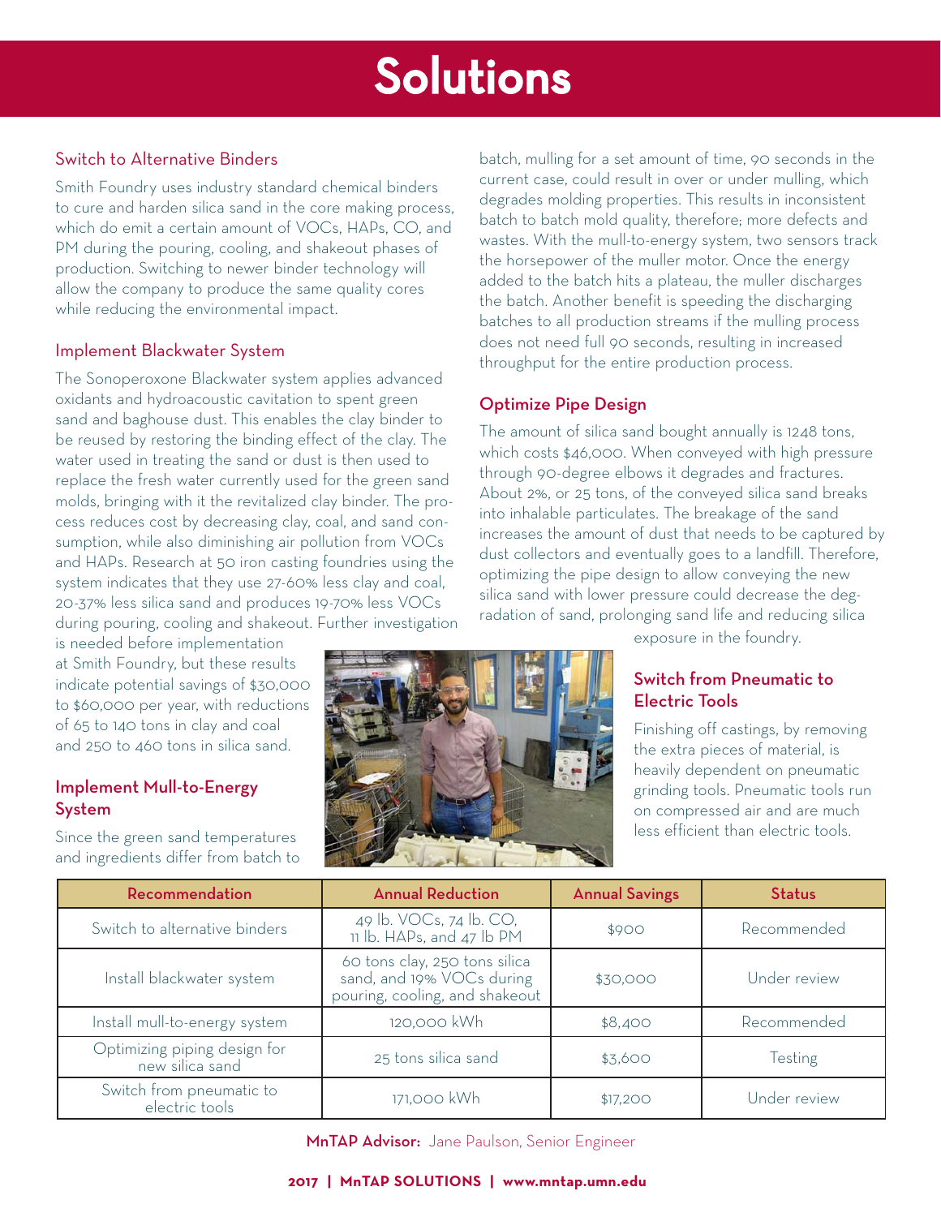# Solutions

## Switch to Alternative Binders

Smith Foundry uses industry standard chemical binders to cure and harden silica sand in the core making process, which do emit a certain amount of VOCs, HAPs, CO, and PM during the pouring, cooling, and shakeout phases of production. Switching to newer binder technology will allow the company to produce the same quality cores while reducing the environmental impact.

## Implement Blackwater System

The Sonoperoxone Blackwater system applies advanced oxidants and hydroacoustic cavitation to spent green sand and baghouse dust. This enables the clay binder to be reused by restoring the binding effect of the clay. The water used in treating the sand or dust is then used to replace the fresh water currently used for the green sand molds, bringing with it the revitalized clay binder. The process reduces cost by decreasing clay, coal, and sand consumption, while also diminishing air pollution from VOCs and HAPs. Research at 50 iron casting foundries using the system indicates that they use 27-60% less clay and coal, 20-37% less silica sand and produces 19-70% less VOCs during pouring, cooling and shakeout. Further investigation is needed before implementation at Smith Foundry, but these results indicate potential savings of $30,000 to $60,000 per year, with reductions of 65 to 140 tons in clay and coal and 250 to 460 tons in silica sand.

## Implement Mull-to-Energy System

Since the green sand temperatures and ingredients differ from batch to batch, mulling for a set amount of time, 90 seconds in the current case, could result in over or under mulling, which degrades molding properties. This results in inconsistent batch to batch mold quality, therefore; more defects and wastes. With the mull-to-energy system, two sensors track the horsepower of the muller motor. Once the energy added to the batch hits a plateau, the muller discharges the batch. Another benefit is speeding the discharging batches to all production streams if the mulling process does not need full 90 seconds, resulting in increased throughput for the entire production process.

## Optimize Pipe Design

The amount of silica sand bought annually is 1248 tons, which costs $46,000. When conveyed with high pressure through 90-degree elbows it degrades and fractures. About 2%, or 25 tons, of the conveyed silica sand breaks into inhalable particulates. The breakage of the sand increases the amount of dust that needs to be captured by dust collectors and eventually goes to a landfill. Therefore, optimizing the pipe design to allow conveying the new silica sand with lower pressure could decrease the degradation of sand, prolonging sand life and reducing silica exposure in the foundry.

## Switch from Pneumatic to Electric Tools

Finishing off castings, by removing the extra pieces of material, is heavily dependent on pneumatic grinding tools. Pneumatic tools run on compressed air and are much less efficient than electric tools.

| Recommendation | Annual Reduction | Annual Savings | Status |
|---|---|---|---|
| Switch to alternative binders | 49 lb. VOCs, 74 lb. CO, 11 lb. HAPs, and 47 lb PM | $900 | Recommended |
| Install blackwater system | 60 tons clay, 250 tons silica sand, and 19% VOCs during pouring, cooling, and shakeout | $30,000 | Under review |
| Install mull-to-energy system | 120,000 kWh | $8,400 | Recommended |
| Optimizing piping design for new silica sand | 25 tons silica sand | $3,600 | Testing |
| Switch from pneumatic to electric tools | 171,000 kWh | $17,200 | Under review |

**MnTAP Advisor:** Jane Paulson, Senior Engineer